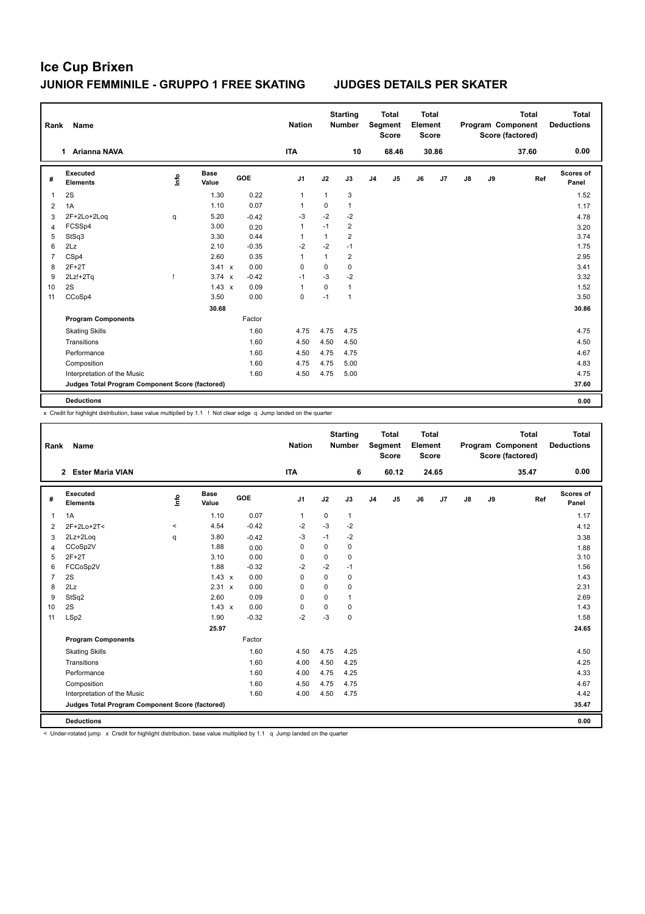# Ice Cup Brixen

## JUNIOR FEMMINILE - GRUPPO 1 FREE SKATING JUDGES DETAILS PER SKATER

| Rank | Name | Nation | Starting Number | Total Segment Score | Total Element Score | Total Program Component Score (factored) | Total Deductions |
|---|---|---|---|---|---|---|---|
| 1 | Arianna NAVA | ITA | 10 | 68.46 | 30.86 | 37.60 | 0.00 |

| # | Executed Elements | Info | Base Value | | GOE | J1 | J2 | J3 | J4 | J5 | J6 | J7 | J8 | J9 | Ref | Scores of Panel |
|---|---|---|---|---|---|---|---|---|---|---|---|---|---|---|---|---|
| 1 | 2S | | 1.30 | | 0.22 | 1 | 1 | 3 | | | | | | | | 1.52 |
| 2 | 1A | | 1.10 | | 0.07 | 1 | 0 | 1 | | | | | | | | 1.17 |
| 3 | 2F+2Lo+2Loq | q | 5.20 | | -0.42 | -3 | -2 | -2 | | | | | | | | 4.78 |
| 4 | FCSSp4 | | 3.00 | | 0.20 | 1 | -1 | 2 | | | | | | | | 3.20 |
| 5 | StSq3 | | 3.30 | | 0.44 | 1 | 1 | 2 | | | | | | | | 3.74 |
| 6 | 2Lz | | 2.10 | | -0.35 | -2 | -2 | -1 | | | | | | | | 1.75 |
| 7 | CSp4 | | 2.60 | | 0.35 | 1 | 1 | 2 | | | | | | | | 2.95 |
| 8 | 2F+2T | | 3.41 | x | 0.00 | 0 | 0 | 0 | | | | | | | | 3.41 |
| 9 | 2Lz!+2Tq | ! | 3.74 | x | -0.42 | -1 | -3 | -2 | | | | | | | | 3.32 |
| 10 | 2S | | 1.43 | x | 0.09 | 1 | 0 | 1 | | | | | | | | 1.52 |
| 11 | CCoSp4 | | 3.50 | | 0.00 | 0 | -1 | 1 | | | | | | | | 3.50 |
| | | | 30.68 | | | | | | | | | | | | | 30.86 |
| | **Program Components** | | | | Factor | | | | | | | | | | | |
| | Skating Skills | | | | 1.60 | 4.75 | 4.75 | 4.75 | | | | | | | | 4.75 |
| | Transitions | | | | 1.60 | 4.50 | 4.50 | 4.50 | | | | | | | | 4.50 |
| | Performance | | | | 1.60 | 4.50 | 4.75 | 4.75 | | | | | | | | 4.67 |
| | Composition | | | | 1.60 | 4.75 | 4.75 | 5.00 | | | | | | | | 4.83 |
| | Interpretation of the Music | | | | 1.60 | 4.50 | 4.75 | 5.00 | | | | | | | | 4.75 |
| | **Judges Total Program Component Score (factored)** | | | | | | | | | | | | | | | 37.60 |
| | **Deductions** | | | | | | | | | | | | | | | 0.00 |

x Credit for highlight distribution, base value multiplied by 1.1 ! Not clear edge q Jump landed on the quarter

| Rank | Name | Nation | Starting Number | Total Segment Score | Total Element Score | Total Program Component Score (factored) | Total Deductions |
|---|---|---|---|---|---|---|---|
| 2 | Ester Maria VIAN | ITA | 6 | 60.12 | 24.65 | 35.47 | 0.00 |

| # | Executed Elements | Info | Base Value | | GOE | J1 | J2 | J3 | J4 | J5 | J6 | J7 | J8 | J9 | Ref | Scores of Panel |
|---|---|---|---|---|---|---|---|---|---|---|---|---|---|---|---|---|
| 1 | 1A | | 1.10 | | 0.07 | 1 | 0 | 1 | | | | | | | | 1.17 |
| 2 | 2F+2Lo+2T< | < | 4.54 | | -0.42 | -2 | -3 | -2 | | | | | | | | 4.12 |
| 3 | 2Lz+2Loq | q | 3.80 | | -0.42 | -3 | -1 | -2 | | | | | | | | 3.38 |
| 4 | CCoSp2V | | 1.88 | | 0.00 | 0 | 0 | 0 | | | | | | | | 1.88 |
| 5 | 2F+2T | | 3.10 | | 0.00 | 0 | 0 | 0 | | | | | | | | 3.10 |
| 6 | FCCoSp2V | | 1.88 | | -0.32 | -2 | -2 | -1 | | | | | | | | 1.56 |
| 7 | 2S | | 1.43 | x | 0.00 | 0 | 0 | 0 | | | | | | | | 1.43 |
| 8 | 2Lz | | 2.31 | x | 0.00 | 0 | 0 | 0 | | | | | | | | 2.31 |
| 9 | StSq2 | | 2.60 | | 0.09 | 0 | 0 | 1 | | | | | | | | 2.69 |
| 10 | 2S | | 1.43 | x | 0.00 | 0 | 0 | 0 | | | | | | | | 1.43 |
| 11 | LSp2 | | 1.90 | | -0.32 | -2 | -3 | 0 | | | | | | | | 1.58 |
| | | | 25.97 | | | | | | | | | | | | | 24.65 |
| | **Program Components** | | | | Factor | | | | | | | | | | | |
| | Skating Skills | | | | 1.60 | 4.50 | 4.75 | 4.25 | | | | | | | | 4.50 |
| | Transitions | | | | 1.60 | 4.00 | 4.50 | 4.25 | | | | | | | | 4.25 |
| | Performance | | | | 1.60 | 4.00 | 4.75 | 4.25 | | | | | | | | 4.33 |
| | Composition | | | | 1.60 | 4.50 | 4.75 | 4.75 | | | | | | | | 4.67 |
| | Interpretation of the Music | | | | 1.60 | 4.00 | 4.50 | 4.75 | | | | | | | | 4.42 |
| | **Judges Total Program Component Score (factored)** | | | | | | | | | | | | | | | 35.47 |
| | **Deductions** | | | | | | | | | | | | | | | 0.00 |

< Under-rotated jump x Credit for highlight distribution, base value multiplied by 1.1 q Jump landed on the quarter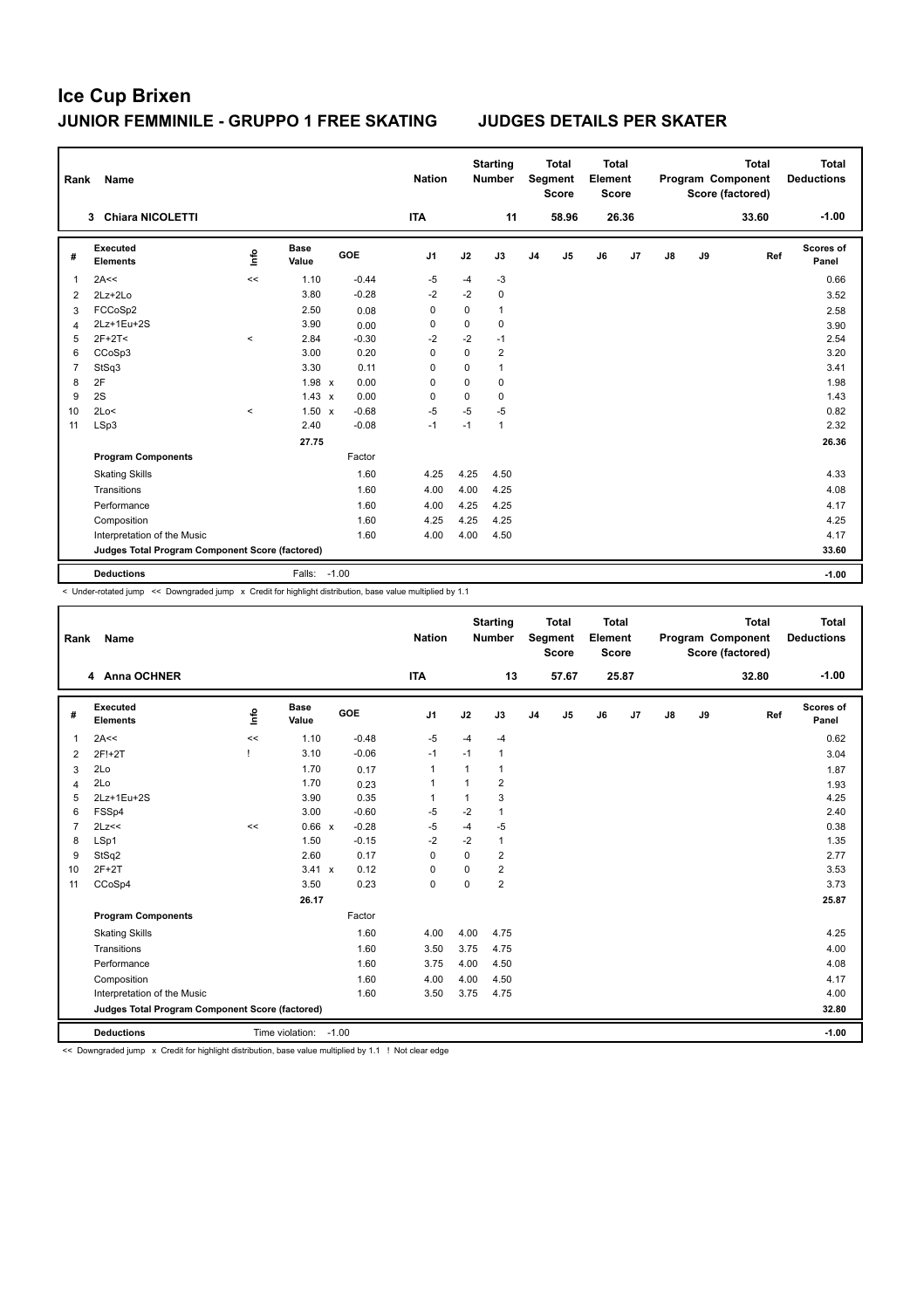# Ice Cup Brixen

## JUNIOR FEMMINILE - GRUPPO 1 FREE SKATING JUDGES DETAILS PER SKATER

| Rank | Name | Nation | Starting Number | Total Segment Score | Total Element Score | Total Program Component Score (factored) | Total Deductions |
|---|---|---|---|---|---|---|---|
| 3 | Chiara NICOLETTI | ITA | 11 | 58.96 | 26.36 | 33.60 | -1.00 |

| # | Executed Elements | Info | Base Value | | GOE | J1 | J2 | J3 | J4 | J5 | J6 | J7 | J8 | J9 | Ref | Scores of Panel |
|---|---|---|---|---|---|---|---|---|---|---|---|---|---|---|---|---|
| 1 | 2A<< | << | 1.10 | | -0.44 | -5 | -4 | -3 | | | | | | | | 0.66 |
| 2 | 2Lz+2Lo | | 3.80 | | -0.28 | -2 | -2 | 0 | | | | | | | | 3.52 |
| 3 | FCCoSp2 | | 2.50 | | 0.08 | 0 | 0 | 1 | | | | | | | | 2.58 |
| 4 | 2Lz+1Eu+2S | | 3.90 | | 0.00 | 0 | 0 | 0 | | | | | | | | 3.90 |
| 5 | 2F+2T< | < | 2.84 | | -0.30 | -2 | -2 | -1 | | | | | | | | 2.54 |
| 6 | CCoSp3 | | 3.00 | | 0.20 | 0 | 0 | 2 | | | | | | | | 3.20 |
| 7 | StSq3 | | 3.30 | | 0.11 | 0 | 0 | 1 | | | | | | | | 3.41 |
| 8 | 2F | | 1.98 | x | 0.00 | 0 | 0 | 0 | | | | | | | | 1.98 |
| 9 | 2S | | 1.43 | x | 0.00 | 0 | 0 | 0 | | | | | | | | 1.43 |
| 10 | 2Lo< | < | 1.50 | x | -0.68 | -5 | -5 | -5 | | | | | | | | 0.82 |
| 11 | LSp3 | | 2.40 | | -0.08 | -1 | -1 | 1 | | | | | | | | 2.32 |
| | | | 27.75 | | | | | | | | | | | | | 26.36 |
| | **Program Components** | | | | Factor | | | | | | | | | | | |
| | Skating Skills | | | | 1.60 | 4.25 | 4.25 | 4.50 | | | | | | | | 4.33 |
| | Transitions | | | | 1.60 | 4.00 | 4.00 | 4.25 | | | | | | | | 4.08 |
| | Performance | | | | 1.60 | 4.00 | 4.25 | 4.25 | | | | | | | | 4.17 |
| | Composition | | | | 1.60 | 4.25 | 4.25 | 4.25 | | | | | | | | 4.25 |
| | Interpretation of the Music | | | | 1.60 | 4.00 | 4.00 | 4.50 | | | | | | | | 4.17 |
| | **Judges Total Program Component Score (factored)** | | | | | | | | | | | | | | | 33.60 |
| | **Deductions** | | Falls: | | -1.00 | | | | | | | | | | | -1.00 |

< Under-rotated jump << Downgraded jump x Credit for highlight distribution, base value multiplied by 1.1

| Rank | Name | Nation | Starting Number | Total Segment Score | Total Element Score | Total Program Component Score (factored) | Total Deductions |
|---|---|---|---|---|---|---|---|
| 4 | Anna OCHNER | ITA | 13 | 57.67 | 25.87 | 32.80 | -1.00 |

| # | Executed Elements | Info | Base Value | | GOE | J1 | J2 | J3 | J4 | J5 | J6 | J7 | J8 | J9 | Ref | Scores of Panel |
|---|---|---|---|---|---|---|---|---|---|---|---|---|---|---|---|---|
| 1 | 2A<< | << | 1.10 | | -0.48 | -5 | -4 | -4 | | | | | | | | 0.62 |
| 2 | 2F!+2T | ! | 3.10 | | -0.06 | -1 | -1 | 1 | | | | | | | | 3.04 |
| 3 | 2Lo | | 1.70 | | 0.17 | 1 | 1 | 1 | | | | | | | | 1.87 |
| 4 | 2Lo | | 1.70 | | 0.23 | 1 | 1 | 2 | | | | | | | | 1.93 |
| 5 | 2Lz+1Eu+2S | | 3.90 | | 0.35 | 1 | 1 | 3 | | | | | | | | 4.25 |
| 6 | FSSp4 | | 3.00 | | -0.60 | -5 | -2 | 1 | | | | | | | | 2.40 |
| 7 | 2Lz<< | << | 0.66 | x | -0.28 | -5 | -4 | -5 | | | | | | | | 0.38 |
| 8 | LSp1 | | 1.50 | | -0.15 | -2 | -2 | 1 | | | | | | | | 1.35 |
| 9 | StSq2 | | 2.60 | | 0.17 | 0 | 0 | 2 | | | | | | | | 2.77 |
| 10 | 2F+2T | | 3.41 | x | 0.12 | 0 | 0 | 2 | | | | | | | | 3.53 |
| 11 | CCoSp4 | | 3.50 | | 0.23 | 0 | 0 | 2 | | | | | | | | 3.73 |
| | | | 26.17 | | | | | | | | | | | | | 25.87 |
| | **Program Components** | | | | Factor | | | | | | | | | | | |
| | Skating Skills | | | | 1.60 | 4.00 | 4.00 | 4.75 | | | | | | | | 4.25 |
| | Transitions | | | | 1.60 | 3.50 | 3.75 | 4.75 | | | | | | | | 4.00 |
| | Performance | | | | 1.60 | 3.75 | 4.00 | 4.50 | | | | | | | | 4.08 |
| | Composition | | | | 1.60 | 4.00 | 4.00 | 4.50 | | | | | | | | 4.17 |
| | Interpretation of the Music | | | | 1.60 | 3.50 | 3.75 | 4.75 | | | | | | | | 4.00 |
| | **Judges Total Program Component Score (factored)** | | | | | | | | | | | | | | | 32.80 |
| | **Deductions** | | Time violation: | | -1.00 | | | | | | | | | | | -1.00 |

<< Downgraded jump x Credit for highlight distribution, base value multiplied by 1.1 ! Not clear edge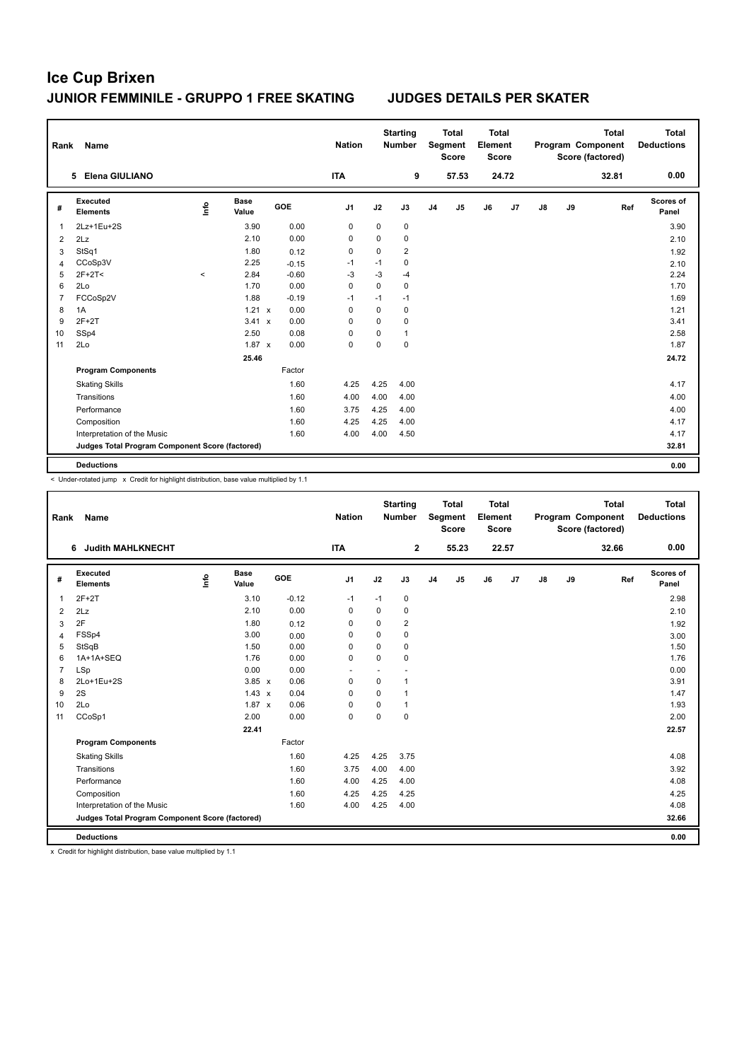# Ice Cup Brixen

## JUNIOR FEMMINILE - GRUPPO 1 FREE SKATING    JUDGES DETAILS PER SKATER

| Rank | Name | Nation | Starting Number | Total Segment Score | Total Element Score | Total Program Component Score (factored) | Total Deductions |
|---|---|---|---|---|---|---|---|
| 5 | Elena GIULIANO | ITA | 9 | 57.53 | 24.72 | 32.81 | 0.00 |

| # | Executed Elements | Info | Base Value | GOE | J1 | J2 | J3 | J4 | J5 | J6 | J7 | J8 | J9 | Ref | Scores of Panel |
|---|---|---|---|---|---|---|---|---|---|---|---|---|---|---|---|
| 1 | 2Lz+1Eu+2S | | 3.90 | 0.00 | 0 | 0 | 0 | | | | | | | | 3.90 |
| 2 | 2Lz | | 2.10 | 0.00 | 0 | 0 | 0 | | | | | | | | 2.10 |
| 3 | StSq1 | | 1.80 | 0.12 | 0 | 0 | 2 | | | | | | | | 1.92 |
| 4 | CCoSp3V | | 2.25 | -0.15 | -1 | -1 | 0 | | | | | | | | 2.10 |
| 5 | 2F+2T< | < | 2.84 | -0.60 | -3 | -3 | -4 | | | | | | | | 2.24 |
| 6 | 2Lo | | 1.70 | 0.00 | 0 | 0 | 0 | | | | | | | | 1.70 |
| 7 | FCCoSp2V | | 1.88 | -0.19 | -1 | -1 | -1 | | | | | | | | 1.69 |
| 8 | 1A | | 1.21 x | 0.00 | 0 | 0 | 0 | | | | | | | | 1.21 |
| 9 | 2F+2T | | 3.41 x | 0.00 | 0 | 0 | 0 | | | | | | | | 3.41 |
| 10 | SSp4 | | 2.50 | 0.08 | 0 | 0 | 1 | | | | | | | | 2.58 |
| 11 | 2Lo | | 1.87 x | 0.00 | 0 | 0 | 0 | | | | | | | | 1.87 |
| | | | 25.46 | | | | | | | | | | | | 24.72 |
| | **Program Components** | | | Factor | | | | | | | | | | | |
| | Skating Skills | | | 1.60 | 4.25 | 4.25 | 4.00 | | | | | | | | 4.17 |
| | Transitions | | | 1.60 | 4.00 | 4.00 | 4.00 | | | | | | | | 4.00 |
| | Performance | | | 1.60 | 3.75 | 4.25 | 4.00 | | | | | | | | 4.00 |
| | Composition | | | 1.60 | 4.25 | 4.25 | 4.00 | | | | | | | | 4.17 |
| | Interpretation of the Music | | | 1.60 | 4.00 | 4.00 | 4.50 | | | | | | | | 4.17 |
| | **Judges Total Program Component Score (factored)** | | | | | | | | | | | | | | 32.81 |
| | **Deductions** | | | | | | | | | | | | | | 0.00 |

< Under-rotated jump x Credit for highlight distribution, base value multiplied by 1.1

| Rank | Name | Nation | Starting Number | Total Segment Score | Total Element Score | Total Program Component Score (factored) | Total Deductions |
|---|---|---|---|---|---|---|---|
| 6 | Judith MAHLKNECHT | ITA | 2 | 55.23 | 22.57 | 32.66 | 0.00 |

| # | Executed Elements | Info | Base Value | GOE | J1 | J2 | J3 | J4 | J5 | J6 | J7 | J8 | J9 | Ref | Scores of Panel |
|---|---|---|---|---|---|---|---|---|---|---|---|---|---|---|---|
| 1 | 2F+2T | | 3.10 | -0.12 | -1 | -1 | 0 | | | | | | | | 2.98 |
| 2 | 2Lz | | 2.10 | 0.00 | 0 | 0 | 0 | | | | | | | | 2.10 |
| 3 | 2F | | 1.80 | 0.12 | 0 | 0 | 2 | | | | | | | | 1.92 |
| 4 | FSSp4 | | 3.00 | 0.00 | 0 | 0 | 0 | | | | | | | | 3.00 |
| 5 | StSqB | | 1.50 | 0.00 | 0 | 0 | 0 | | | | | | | | 1.50 |
| 6 | 1A+1A+SEQ | | 1.76 | 0.00 | 0 | 0 | 0 | | | | | | | | 1.76 |
| 7 | LSp | | 0.00 | 0.00 | - | - | - | | | | | | | | 0.00 |
| 8 | 2Lo+1Eu+2S | | 3.85 x | 0.06 | 0 | 0 | 1 | | | | | | | | 3.91 |
| 9 | 2S | | 1.43 x | 0.04 | 0 | 0 | 1 | | | | | | | | 1.47 |
| 10 | 2Lo | | 1.87 x | 0.06 | 0 | 0 | 1 | | | | | | | | 1.93 |
| 11 | CCoSp1 | | 2.00 | 0.00 | 0 | 0 | 0 | | | | | | | | 2.00 |
| | | | 22.41 | | | | | | | | | | | | 22.57 |
| | **Program Components** | | | Factor | | | | | | | | | | | |
| | Skating Skills | | | 1.60 | 4.25 | 4.25 | 3.75 | | | | | | | | 4.08 |
| | Transitions | | | 1.60 | 3.75 | 4.00 | 4.00 | | | | | | | | 3.92 |
| | Performance | | | 1.60 | 4.00 | 4.25 | 4.00 | | | | | | | | 4.08 |
| | Composition | | | 1.60 | 4.25 | 4.25 | 4.25 | | | | | | | | 4.25 |
| | Interpretation of the Music | | | 1.60 | 4.00 | 4.25 | 4.00 | | | | | | | | 4.08 |
| | **Judges Total Program Component Score (factored)** | | | | | | | | | | | | | | 32.66 |
| | **Deductions** | | | | | | | | | | | | | | 0.00 |

x Credit for highlight distribution, base value multiplied by 1.1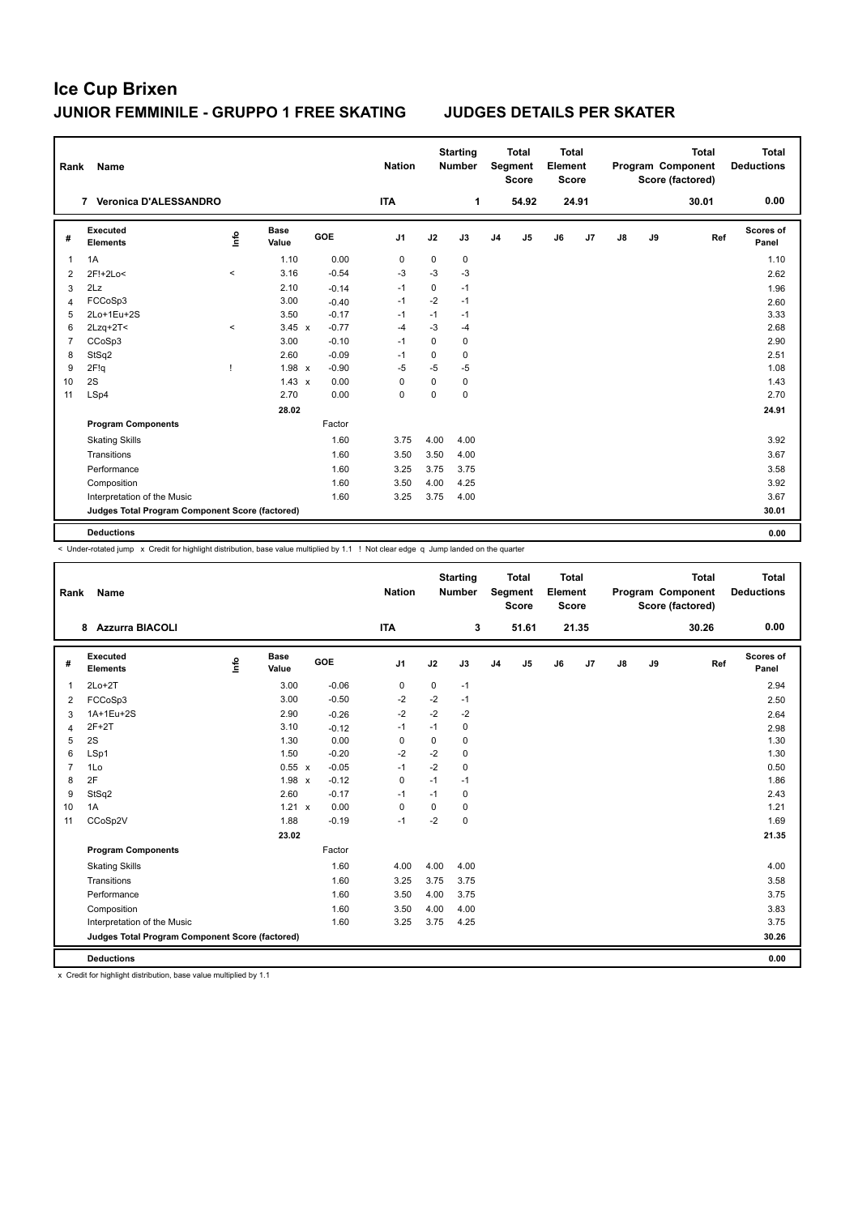# Ice Cup Brixen

## JUNIOR FEMMINILE - GRUPPO 1 FREE SKATING JUDGES DETAILS PER SKATER

| Rank | Name | Nation | Starting Number | Total Segment Score | Total Element Score | Total Program Component Score (factored) | Total Deductions |
|---|---|---|---|---|---|---|---|
| 7 | Veronica D'ALESSANDRO | ITA | 1 | 54.92 | 24.91 | 30.01 | 0.00 |

| # | Executed Elements | Info | Base Value | | GOE | J1 | J2 | J3 | J4 | J5 | J6 | J7 | J8 | J9 | Ref | Scores of Panel |
|---|---|---|---|---|---|---|---|---|---|---|---|---|---|---|---|---|
| 1 | 1A | | 1.10 | | 0.00 | 0 | 0 | 0 | | | | | | | | 1.10 |
| 2 | 2F!+2Lo< | < | 3.16 | | -0.54 | -3 | -3 | -3 | | | | | | | | 2.62 |
| 3 | 2Lz | | 2.10 | | -0.14 | -1 | 0 | -1 | | | | | | | | 1.96 |
| 4 | FCCoSp3 | | 3.00 | | -0.40 | -1 | -2 | -1 | | | | | | | | 2.60 |
| 5 | 2Lo+1Eu+2S | | 3.50 | | -0.17 | -1 | -1 | -1 | | | | | | | | 3.33 |
| 6 | 2Lzq+2T< | < | 3.45 | x | -0.77 | -4 | -3 | -4 | | | | | | | | 2.68 |
| 7 | CCoSp3 | | 3.00 | | -0.10 | -1 | 0 | 0 | | | | | | | | 2.90 |
| 8 | StSq2 | | 2.60 | | -0.09 | -1 | 0 | 0 | | | | | | | | 2.51 |
| 9 | 2F!q | ! | 1.98 | x | -0.90 | -5 | -5 | -5 | | | | | | | | 1.08 |
| 10 | 2S | | 1.43 | x | 0.00 | 0 | 0 | 0 | | | | | | | | 1.43 |
| 11 | LSp4 | | 2.70 | | 0.00 | 0 | 0 | 0 | | | | | | | | 2.70 |
| | | | 28.02 | | | | | | | | | | | | | 24.91 |
| | **Program Components** | | | | Factor | | | | | | | | | | | |
| | Skating Skills | | | | 1.60 | 3.75 | 4.00 | 4.00 | | | | | | | | 3.92 |
| | Transitions | | | | 1.60 | 3.50 | 3.50 | 4.00 | | | | | | | | 3.67 |
| | Performance | | | | 1.60 | 3.25 | 3.75 | 3.75 | | | | | | | | 3.58 |
| | Composition | | | | 1.60 | 3.50 | 4.00 | 4.25 | | | | | | | | 3.92 |
| | Interpretation of the Music | | | | 1.60 | 3.25 | 3.75 | 4.00 | | | | | | | | 3.67 |
| | **Judges Total Program Component Score (factored)** | | | | | | | | | | | | | | | 30.01 |
| | **Deductions** | | | | | | | | | | | | | | | 0.00 |

< Under-rotated jump x Credit for highlight distribution, base value multiplied by 1.1 ! Not clear edge q Jump landed on the quarter

| Rank | Name | Nation | Starting Number | Total Segment Score | Total Element Score | Total Program Component Score (factored) | Total Deductions |
|---|---|---|---|---|---|---|---|
| 8 | Azzurra BIACOLI | ITA | 3 | 51.61 | 21.35 | 30.26 | 0.00 |

| # | Executed Elements | Info | Base Value | | GOE | J1 | J2 | J3 | J4 | J5 | J6 | J7 | J8 | J9 | Ref | Scores of Panel |
|---|---|---|---|---|---|---|---|---|---|---|---|---|---|---|---|---|
| 1 | 2Lo+2T | | 3.00 | | -0.06 | 0 | 0 | -1 | | | | | | | | 2.94 |
| 2 | FCCoSp3 | | 3.00 | | -0.50 | -2 | -2 | -1 | | | | | | | | 2.50 |
| 3 | 1A+1Eu+2S | | 2.90 | | -0.26 | -2 | -2 | -2 | | | | | | | | 2.64 |
| 4 | 2F+2T | | 3.10 | | -0.12 | -1 | -1 | 0 | | | | | | | | 2.98 |
| 5 | 2S | | 1.30 | | 0.00 | 0 | 0 | 0 | | | | | | | | 1.30 |
| 6 | LSp1 | | 1.50 | | -0.20 | -2 | -2 | 0 | | | | | | | | 1.30 |
| 7 | 1Lo | | 0.55 | x | -0.05 | -1 | -2 | 0 | | | | | | | | 0.50 |
| 8 | 2F | | 1.98 | x | -0.12 | 0 | -1 | -1 | | | | | | | | 1.86 |
| 9 | StSq2 | | 2.60 | | -0.17 | -1 | -1 | 0 | | | | | | | | 2.43 |
| 10 | 1A | | 1.21 | x | 0.00 | 0 | 0 | 0 | | | | | | | | 1.21 |
| 11 | CCoSp2V | | 1.88 | | -0.19 | -1 | -2 | 0 | | | | | | | | 1.69 |
| | | | 23.02 | | | | | | | | | | | | | 21.35 |
| | **Program Components** | | | | Factor | | | | | | | | | | | |
| | Skating Skills | | | | 1.60 | 4.00 | 4.00 | 4.00 | | | | | | | | 4.00 |
| | Transitions | | | | 1.60 | 3.25 | 3.75 | 3.75 | | | | | | | | 3.58 |
| | Performance | | | | 1.60 | 3.50 | 4.00 | 3.75 | | | | | | | | 3.75 |
| | Composition | | | | 1.60 | 3.50 | 4.00 | 4.00 | | | | | | | | 3.83 |
| | Interpretation of the Music | | | | 1.60 | 3.25 | 3.75 | 4.25 | | | | | | | | 3.75 |
| | **Judges Total Program Component Score (factored)** | | | | | | | | | | | | | | | 30.26 |
| | **Deductions** | | | | | | | | | | | | | | | 0.00 |

x Credit for highlight distribution, base value multiplied by 1.1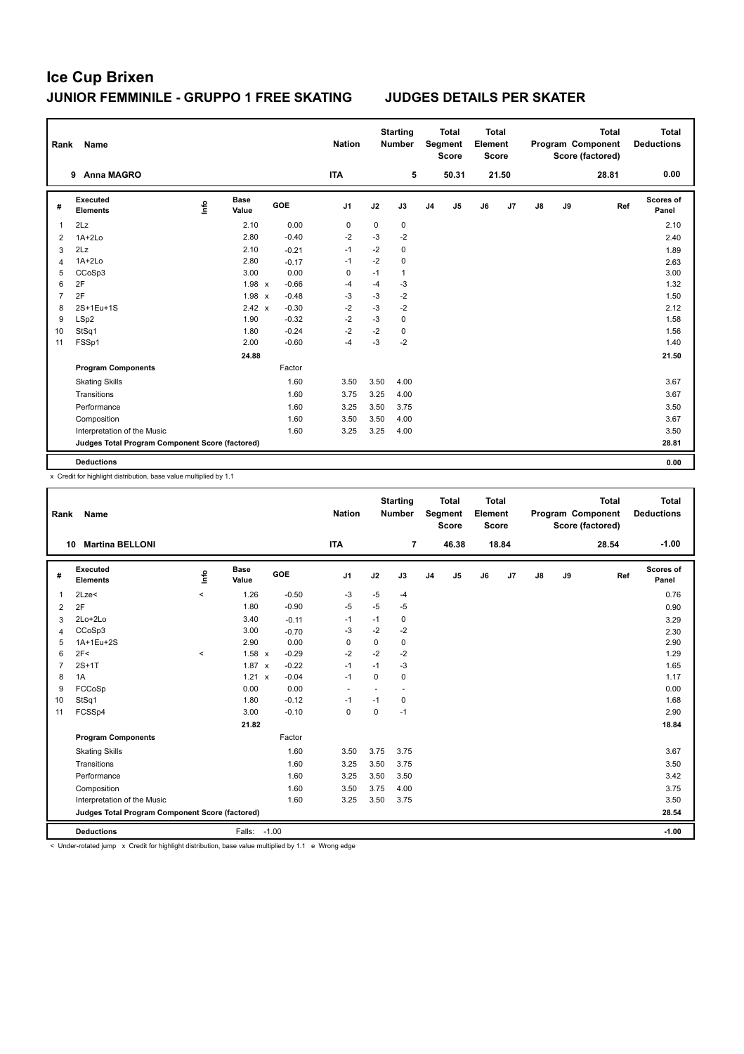# Ice Cup Brixen

## JUNIOR FEMMINILE - GRUPPO 1 FREE SKATING — JUDGES DETAILS PER SKATER

| Rank | Name | Nation | Starting Number | Total Segment Score | Total Element Score | Total Program Component Score (factored) | Total Deductions |
|---|---|---|---|---|---|---|---|
| 9 | Anna MAGRO | ITA | 5 | 50.31 | 21.50 | 28.81 | 0.00 |

| # | Executed Elements | Info | Base Value | GOE | J1 | J2 | J3 | J4 | J5 | J6 | J7 | J8 | J9 | Ref | Scores of Panel |
|---|---|---|---|---|---|---|---|---|---|---|---|---|---|---|---|
| 1 | 2Lz | | 2.10 | 0.00 | 0 | 0 | 0 | | | | | | | | 2.10 |
| 2 | 1A+2Lo | | 2.80 | -0.40 | -2 | -3 | -2 | | | | | | | | 2.40 |
| 3 | 2Lz | | 2.10 | -0.21 | -1 | -2 | 0 | | | | | | | | 1.89 |
| 4 | 1A+2Lo | | 2.80 | -0.17 | -1 | -2 | 0 | | | | | | | | 2.63 |
| 5 | CCoSp3 | | 3.00 | 0.00 | 0 | -1 | 1 | | | | | | | | 3.00 |
| 6 | 2F | | 1.98 x | -0.66 | -4 | -4 | -3 | | | | | | | | 1.32 |
| 7 | 2F | | 1.98 x | -0.48 | -3 | -3 | -2 | | | | | | | | 1.50 |
| 8 | 2S+1Eu+1S | | 2.42 x | -0.30 | -2 | -3 | -2 | | | | | | | | 2.12 |
| 9 | LSp2 | | 1.90 | -0.32 | -2 | -3 | 0 | | | | | | | | 1.58 |
| 10 | StSq1 | | 1.80 | -0.24 | -2 | -2 | 0 | | | | | | | | 1.56 |
| 11 | FSSp1 | | 2.00 | -0.60 | -4 | -3 | -2 | | | | | | | | 1.40 |
| | | | 24.88 | | | | | | | | | | | | 21.50 |

| Program Components | Factor | J1 | J2 | J3 | Scores of Panel |
|---|---|---|---|---|---|
| Skating Skills | 1.60 | 3.50 | 3.50 | 4.00 | 3.67 |
| Transitions | 1.60 | 3.75 | 3.25 | 4.00 | 3.67 |
| Performance | 1.60 | 3.25 | 3.50 | 3.75 | 3.50 |
| Composition | 1.60 | 3.50 | 3.50 | 4.00 | 3.67 |
| Interpretation of the Music | 1.60 | 3.25 | 3.25 | 4.00 | 3.50 |
| Judges Total Program Component Score (factored) | | | | | 28.81 |
| Deductions | | | | | 0.00 |

x Credit for highlight distribution, base value multiplied by 1.1

| Rank | Name | Nation | Starting Number | Total Segment Score | Total Element Score | Total Program Component Score (factored) | Total Deductions |
|---|---|---|---|---|---|---|---|
| 10 | Martina BELLONI | ITA | 7 | 46.38 | 18.84 | 28.54 | -1.00 |

| # | Executed Elements | Info | Base Value | GOE | J1 | J2 | J3 | J4 | J5 | J6 | J7 | J8 | J9 | Ref | Scores of Panel |
|---|---|---|---|---|---|---|---|---|---|---|---|---|---|---|---|
| 1 | 2Lze< | < | 1.26 | -0.50 | -3 | -5 | -4 | | | | | | | | 0.76 |
| 2 | 2F | | 1.80 | -0.90 | -5 | -5 | -5 | | | | | | | | 0.90 |
| 3 | 2Lo+2Lo | | 3.40 | -0.11 | -1 | -1 | 0 | | | | | | | | 3.29 |
| 4 | CCoSp3 | | 3.00 | -0.70 | -3 | -2 | -2 | | | | | | | | 2.30 |
| 5 | 1A+1Eu+2S | | 2.90 | 0.00 | 0 | 0 | 0 | | | | | | | | 2.90 |
| 6 | 2F< | < | 1.58 x | -0.29 | -2 | -2 | -2 | | | | | | | | 1.29 |
| 7 | 2S+1T | | 1.87 x | -0.22 | -1 | -1 | -3 | | | | | | | | 1.65 |
| 8 | 1A | | 1.21 x | -0.04 | -1 | 0 | 0 | | | | | | | | 1.17 |
| 9 | FCCoSp | | 0.00 | 0.00 | - | - | - | | | | | | | | 0.00 |
| 10 | StSq1 | | 1.80 | -0.12 | -1 | -1 | 0 | | | | | | | | 1.68 |
| 11 | FCSSp4 | | 3.00 | -0.10 | 0 | 0 | -1 | | | | | | | | 2.90 |
| | | | 21.82 | | | | | | | | | | | | 18.84 |

| Program Components | Factor | J1 | J2 | J3 | Scores of Panel |
|---|---|---|---|---|---|
| Skating Skills | 1.60 | 3.50 | 3.75 | 3.75 | 3.67 |
| Transitions | 1.60 | 3.25 | 3.50 | 3.75 | 3.50 |
| Performance | 1.60 | 3.25 | 3.50 | 3.50 | 3.42 |
| Composition | 1.60 | 3.50 | 3.75 | 4.00 | 3.75 |
| Interpretation of the Music | 1.60 | 3.25 | 3.50 | 3.75 | 3.50 |
| Judges Total Program Component Score (factored) | | | | | 28.54 |
| Deductions | Falls: -1.00 | | | | -1.00 |

< Under-rotated jump x Credit for highlight distribution, base value multiplied by 1.1 e Wrong edge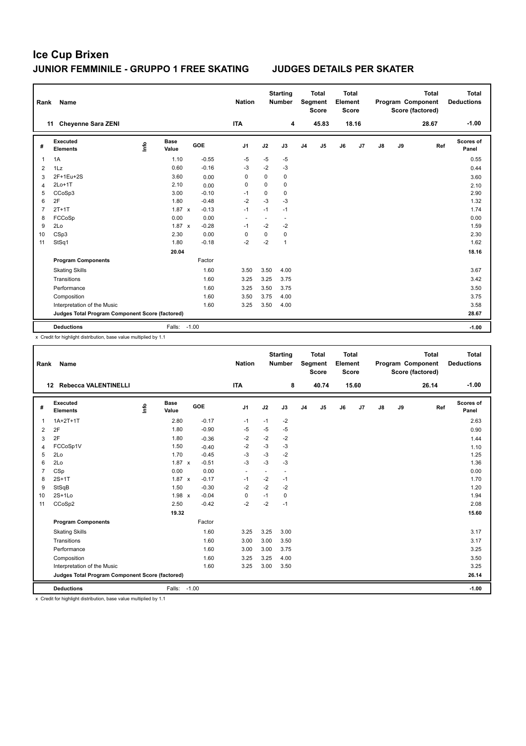# Ice Cup Brixen

## JUNIOR FEMMINILE - GRUPPO 1 FREE SKATING JUDGES DETAILS PER SKATER

| Rank | Name | Nation | Starting Number | Total Segment Score | Total Element Score | Total Program Component Score (factored) | Total Deductions |
|---|---|---|---|---|---|---|---|
| 11 | Cheyenne Sara ZENI | ITA | 4 | 45.83 | 18.16 | 28.67 | -1.00 |

| # | Executed Elements | Info | Base Value | | GOE | J1 | J2 | J3 | J4 | J5 | J6 | J7 | J8 | J9 | Ref | Scores of Panel |
|---|---|---|---|---|---|---|---|---|---|---|---|---|---|---|---|---|
| 1 | 1A | | 1.10 | | -0.55 | -5 | -5 | -5 | | | | | | | | 0.55 |
| 2 | 1Lz | | 0.60 | | -0.16 | -3 | -2 | -3 | | | | | | | | 0.44 |
| 3 | 2F+1Eu+2S | | 3.60 | | 0.00 | 0 | 0 | 0 | | | | | | | | 3.60 |
| 4 | 2Lo+1T | | 2.10 | | 0.00 | 0 | 0 | 0 | | | | | | | | 2.10 |
| 5 | CCoSp3 | | 3.00 | | -0.10 | -1 | 0 | 0 | | | | | | | | 2.90 |
| 6 | 2F | | 1.80 | | -0.48 | -2 | -3 | -3 | | | | | | | | 1.32 |
| 7 | 2T+1T | | 1.87 | x | -0.13 | -1 | -1 | -1 | | | | | | | | 1.74 |
| 8 | FCCoSp | | 0.00 | | 0.00 | - | - | - | | | | | | | | 0.00 |
| 9 | 2Lo | | 1.87 | x | -0.28 | -1 | -2 | -2 | | | | | | | | 1.59 |
| 10 | CSp3 | | 2.30 | | 0.00 | 0 | 0 | 0 | | | | | | | | 2.30 |
| 11 | StSq1 | | 1.80 | | -0.18 | -2 | -2 | 1 | | | | | | | | 1.62 |
| | | | 20.04 | | | | | | | | | | | | | 18.16 |
| | **Program Components** | | | | Factor | | | | | | | | | | | |
| | Skating Skills | | | | 1.60 | 3.50 | 3.50 | 4.00 | | | | | | | | 3.67 |
| | Transitions | | | | 1.60 | 3.25 | 3.25 | 3.75 | | | | | | | | 3.42 |
| | Performance | | | | 1.60 | 3.25 | 3.50 | 3.75 | | | | | | | | 3.50 |
| | Composition | | | | 1.60 | 3.50 | 3.75 | 4.00 | | | | | | | | 3.75 |
| | Interpretation of the Music | | | | 1.60 | 3.25 | 3.50 | 4.00 | | | | | | | | 3.58 |
| | **Judges Total Program Component Score (factored)** | | | | | | | | | | | | | | | 28.67 |
| | **Deductions** | | Falls: | | -1.00 | | | | | | | | | | | -1.00 |

x Credit for highlight distribution, base value multiplied by 1.1

| Rank | Name | Nation | Starting Number | Total Segment Score | Total Element Score | Total Program Component Score (factored) | Total Deductions |
|---|---|---|---|---|---|---|---|
| 12 | Rebecca VALENTINELLI | ITA | 8 | 40.74 | 15.60 | 26.14 | -1.00 |

| # | Executed Elements | Info | Base Value | | GOE | J1 | J2 | J3 | J4 | J5 | J6 | J7 | J8 | J9 | Ref | Scores of Panel |
|---|---|---|---|---|---|---|---|---|---|---|---|---|---|---|---|---|
| 1 | 1A+2T+1T | | 2.80 | | -0.17 | -1 | -1 | -2 | | | | | | | | 2.63 |
| 2 | 2F | | 1.80 | | -0.90 | -5 | -5 | -5 | | | | | | | | 0.90 |
| 3 | 2F | | 1.80 | | -0.36 | -2 | -2 | -2 | | | | | | | | 1.44 |
| 4 | FCCoSp1V | | 1.50 | | -0.40 | -2 | -3 | -3 | | | | | | | | 1.10 |
| 5 | 2Lo | | 1.70 | | -0.45 | -3 | -3 | -2 | | | | | | | | 1.25 |
| 6 | 2Lo | | 1.87 | x | -0.51 | -3 | -3 | -3 | | | | | | | | 1.36 |
| 7 | CSp | | 0.00 | | 0.00 | - | - | - | | | | | | | | 0.00 |
| 8 | 2S+1T | | 1.87 | x | -0.17 | -1 | -2 | -1 | | | | | | | | 1.70 |
| 9 | StSqB | | 1.50 | | -0.30 | -2 | -2 | -2 | | | | | | | | 1.20 |
| 10 | 2S+1Lo | | 1.98 | x | -0.04 | 0 | -1 | 0 | | | | | | | | 1.94 |
| 11 | CCoSp2 | | 2.50 | | -0.42 | -2 | -2 | -1 | | | | | | | | 2.08 |
| | | | 19.32 | | | | | | | | | | | | | 15.60 |
| | **Program Components** | | | | Factor | | | | | | | | | | | |
| | Skating Skills | | | | 1.60 | 3.25 | 3.25 | 3.00 | | | | | | | | 3.17 |
| | Transitions | | | | 1.60 | 3.00 | 3.00 | 3.50 | | | | | | | | 3.17 |
| | Performance | | | | 1.60 | 3.00 | 3.00 | 3.75 | | | | | | | | 3.25 |
| | Composition | | | | 1.60 | 3.25 | 3.25 | 4.00 | | | | | | | | 3.50 |
| | Interpretation of the Music | | | | 1.60 | 3.25 | 3.00 | 3.50 | | | | | | | | 3.25 |
| | **Judges Total Program Component Score (factored)** | | | | | | | | | | | | | | | 26.14 |
| | **Deductions** | | Falls: | | -1.00 | | | | | | | | | | | -1.00 |

x Credit for highlight distribution, base value multiplied by 1.1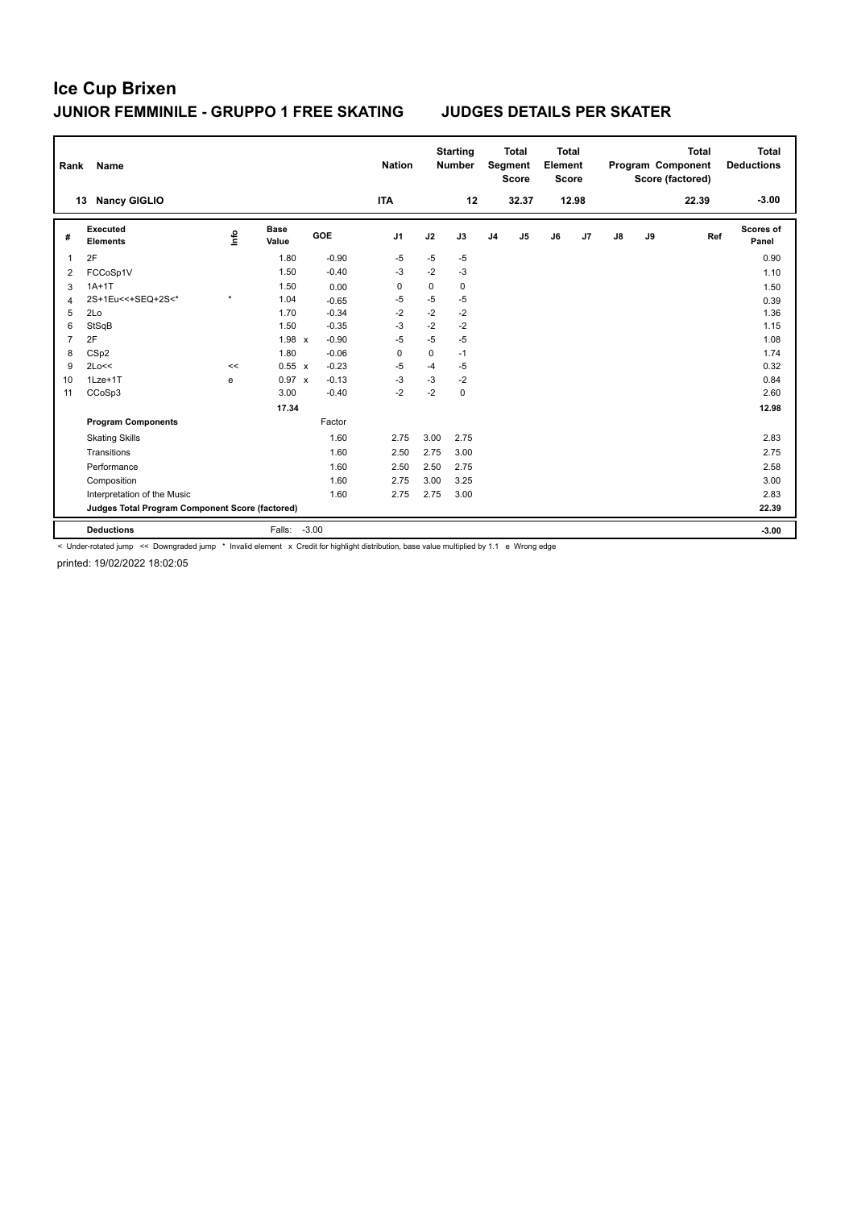# Ice Cup Brixen

## JUNIOR FEMMINILE - GRUPPO 1 FREE SKATING JUDGES DETAILS PER SKATER

| Rank | Name | Nation | Starting Number | Total Segment Score | Total Element Score | Total Program Component Score (factored) | Total Deductions |
|---|---|---|---|---|---|---|---|
| 13 | Nancy GIGLIO | ITA | 12 | 32.37 | 12.98 | 22.39 | -3.00 |

| # | Executed Elements | Info | Base Value | | GOE | J1 | J2 | J3 | J4 | J5 | J6 | J7 | J8 | J9 | Ref | Scores of Panel |
|---|---|---|---|---|---|---|---|---|---|---|---|---|---|---|---|---|
| 1 | 2F | | 1.80 | | -0.90 | -5 | -5 | -5 | | | | | | | | 0.90 |
| 2 | FCCoSp1V | | 1.50 | | -0.40 | -3 | -2 | -3 | | | | | | | | 1.10 |
| 3 | 1A+1T | | 1.50 | | 0.00 | 0 | 0 | 0 | | | | | | | | 1.50 |
| 4 | 2S+1Eu<<+SEQ+2S<* | * | 1.04 | | -0.65 | -5 | -5 | -5 | | | | | | | | 0.39 |
| 5 | 2Lo | | 1.70 | | -0.34 | -2 | -2 | -2 | | | | | | | | 1.36 |
| 6 | StSqB | | 1.50 | | -0.35 | -3 | -2 | -2 | | | | | | | | 1.15 |
| 7 | 2F | | 1.98 | x | -0.90 | -5 | -5 | -5 | | | | | | | | 1.08 |
| 8 | CSp2 | | 1.80 | | -0.06 | 0 | 0 | -1 | | | | | | | | 1.74 |
| 9 | 2Lo<< | << | 0.55 | x | -0.23 | -5 | -4 | -5 | | | | | | | | 0.32 |
| 10 | 1Lze+1T | e | 0.97 | x | -0.13 | -3 | -3 | -2 | | | | | | | | 0.84 |
| 11 | CCoSp3 | | 3.00 | | -0.40 | -2 | -2 | 0 | | | | | | | | 2.60 |
| | | | 17.34 | | | | | | | | | | | | | 12.98 |
| | **Program Components** | | | | Factor | | | | | | | | | | | |
| | Skating Skills | | | | 1.60 | 2.75 | 3.00 | 2.75 | | | | | | | | 2.83 |
| | Transitions | | | | 1.60 | 2.50 | 2.75 | 3.00 | | | | | | | | 2.75 |
| | Performance | | | | 1.60 | 2.50 | 2.50 | 2.75 | | | | | | | | 2.58 |
| | Composition | | | | 1.60 | 2.75 | 3.00 | 3.25 | | | | | | | | 3.00 |
| | Interpretation of the Music | | | | 1.60 | 2.75 | 2.75 | 3.00 | | | | | | | | 2.83 |
| | **Judges Total Program Component Score (factored)** | | | | | | | | | | | | | | | 22.39 |
| | **Deductions** | | Falls: | | -3.00 | | | | | | | | | | | -3.00 |

< Under-rotated jump << Downgraded jump * Invalid element x Credit for highlight distribution, base value multiplied by 1.1 e Wrong edge

printed: 19/02/2022 18:02:05